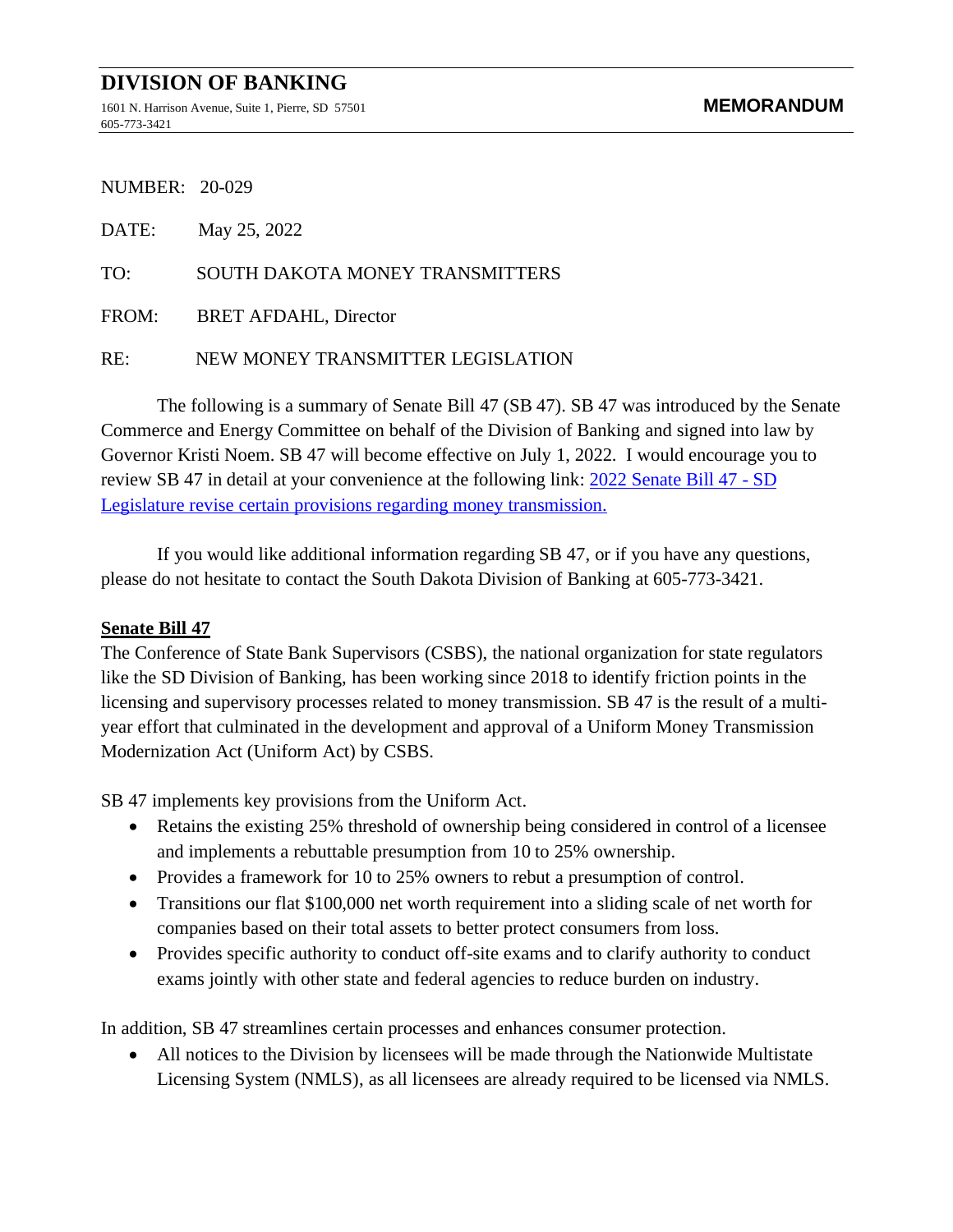# DIVISION OF BANKING

1601 N. Harrison Avenue, Suite 1, Pierre, SD 57501
605-773-3421

**MEMORANDUM**

NUMBER: 20-029

DATE: May 25, 2022

TO: SOUTH DAKOTA MONEY TRANSMITTERS

FROM: BRET AFDAHL, Director

RE: NEW MONEY TRANSMITTER LEGISLATION

The following is a summary of Senate Bill 47 (SB 47). SB 47 was introduced by the Senate Commerce and Energy Committee on behalf of the Division of Banking and signed into law by Governor Kristi Noem. SB 47 will become effective on July 1, 2022. I would encourage you to review SB 47 in detail at your convenience at the following link: 2022 Senate Bill 47 - SD Legislature revise certain provisions regarding money transmission.

If you would like additional information regarding SB 47, or if you have any questions, please do not hesitate to contact the South Dakota Division of Banking at 605-773-3421.

## Senate Bill 47

The Conference of State Bank Supervisors (CSBS), the national organization for state regulators like the SD Division of Banking, has been working since 2018 to identify friction points in the licensing and supervisory processes related to money transmission. SB 47 is the result of a multi-year effort that culminated in the development and approval of a Uniform Money Transmission Modernization Act (Uniform Act) by CSBS.

SB 47 implements key provisions from the Uniform Act.

- Retains the existing 25% threshold of ownership being considered in control of a licensee and implements a rebuttable presumption from 10 to 25% ownership.
- Provides a framework for 10 to 25% owners to rebut a presumption of control.
- Transitions our flat $100,000 net worth requirement into a sliding scale of net worth for companies based on their total assets to better protect consumers from loss.
- Provides specific authority to conduct off-site exams and to clarify authority to conduct exams jointly with other state and federal agencies to reduce burden on industry.

In addition, SB 47 streamlines certain processes and enhances consumer protection.

- All notices to the Division by licensees will be made through the Nationwide Multistate Licensing System (NMLS), as all licensees are already required to be licensed via NMLS.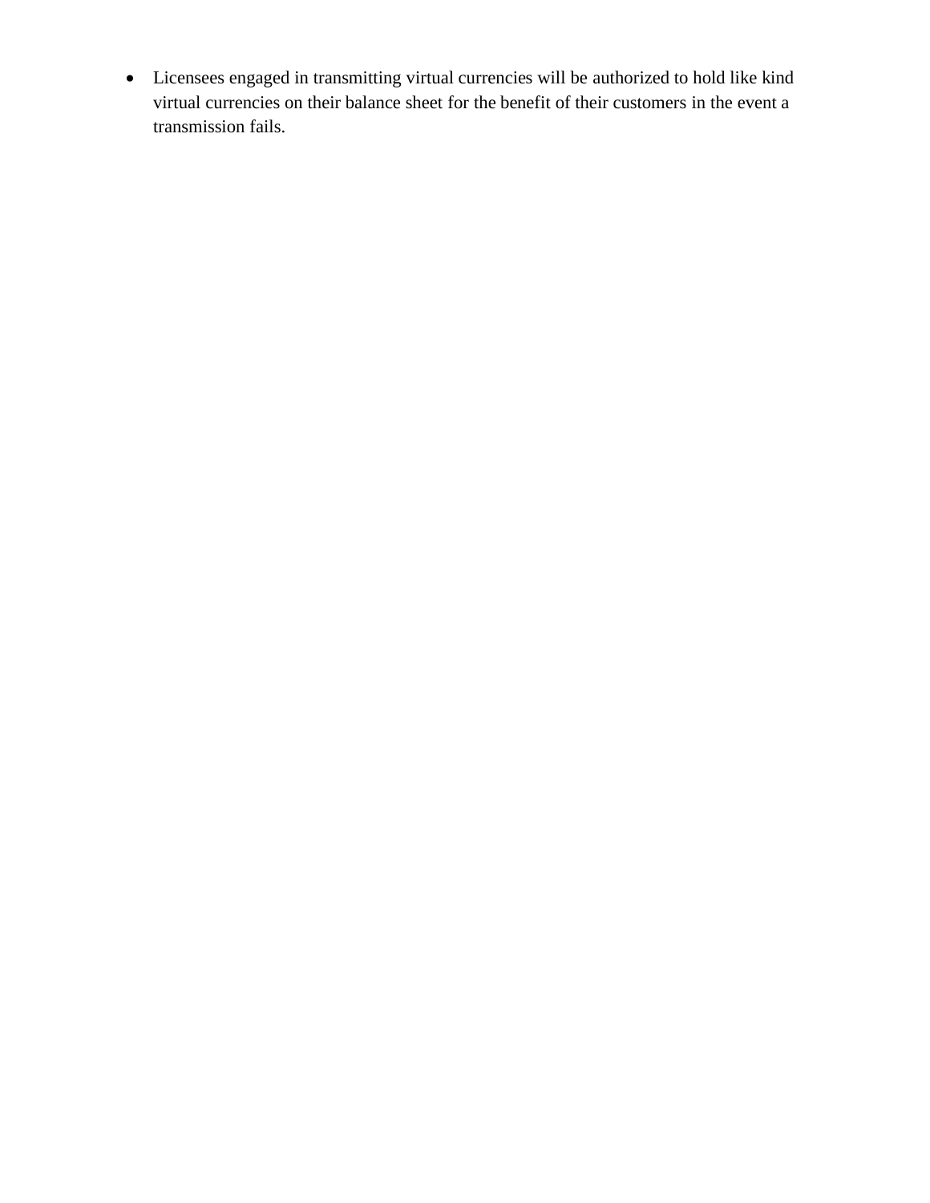- Licensees engaged in transmitting virtual currencies will be authorized to hold like kind virtual currencies on their balance sheet for the benefit of their customers in the event a transmission fails.